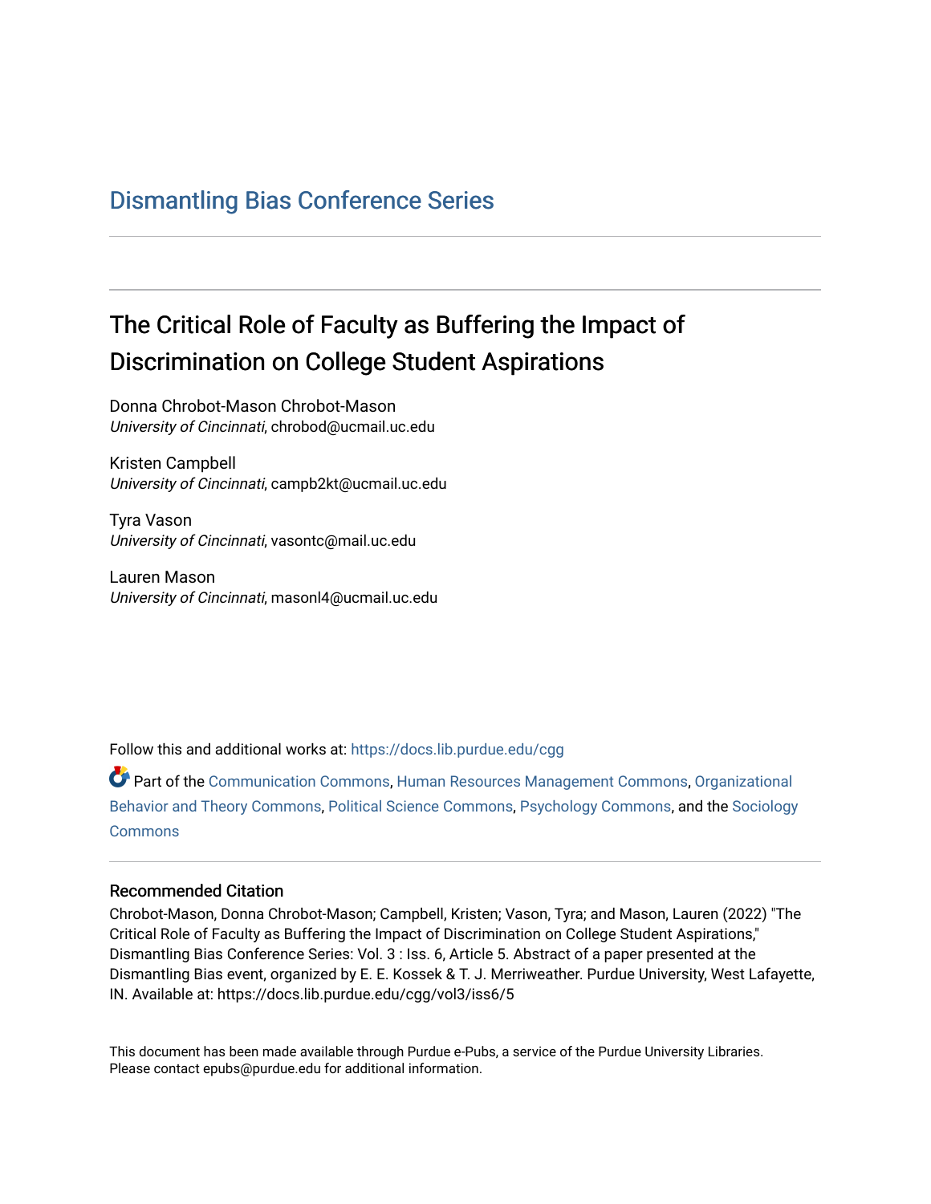# Dismantling Bias Conference Series

## The Critical Role of Faculty as Buffering the Impact of Discrimination on College Student Aspirations

Donna Chrobot-Mason Chrobot-Mason
*University of Cincinnati*, chrobod@ucmail.uc.edu

Kristen Campbell
*University of Cincinnati*, campb2kt@ucmail.uc.edu

Tyra Vason
*University of Cincinnati*, vasontc@mail.uc.edu

Lauren Mason
*University of Cincinnati*, masonl4@ucmail.uc.edu

Follow this and additional works at: https://docs.lib.purdue.edu/cgg

Part of the Communication Commons, Human Resources Management Commons, Organizational Behavior and Theory Commons, Political Science Commons, Psychology Commons, and the Sociology Commons

### Recommended Citation

Chrobot-Mason, Donna Chrobot-Mason; Campbell, Kristen; Vason, Tyra; and Mason, Lauren (2022) "The Critical Role of Faculty as Buffering the Impact of Discrimination on College Student Aspirations," Dismantling Bias Conference Series: Vol. 3 : Iss. 6, Article 5. Abstract of a paper presented at the Dismantling Bias event, organized by E. E. Kossek & T. J. Merriweather. Purdue University, West Lafayette, IN. Available at: https://docs.lib.purdue.edu/cgg/vol3/iss6/5

This document has been made available through Purdue e-Pubs, a service of the Purdue University Libraries. Please contact epubs@purdue.edu for additional information.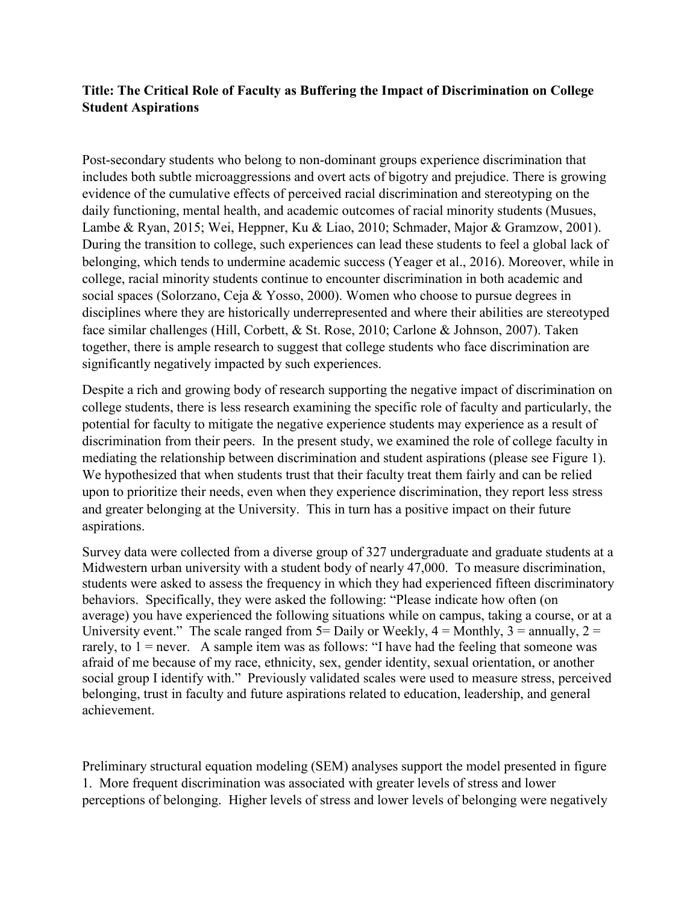**Title: The Critical Role of Faculty as Buffering the Impact of Discrimination on College Student Aspirations**

Post-secondary students who belong to non-dominant groups experience discrimination that includes both subtle microaggressions and overt acts of bigotry and prejudice. There is growing evidence of the cumulative effects of perceived racial discrimination and stereotyping on the daily functioning, mental health, and academic outcomes of racial minority students (Musues, Lambe & Ryan, 2015; Wei, Heppner, Ku & Liao, 2010; Schmader, Major & Gramzow, 2001). During the transition to college, such experiences can lead these students to feel a global lack of belonging, which tends to undermine academic success (Yeager et al., 2016). Moreover, while in college, racial minority students continue to encounter discrimination in both academic and social spaces (Solorzano, Ceja & Yosso, 2000). Women who choose to pursue degrees in disciplines where they are historically underrepresented and where their abilities are stereotyped face similar challenges (Hill, Corbett, & St. Rose, 2010; Carlone & Johnson, 2007). Taken together, there is ample research to suggest that college students who face discrimination are significantly negatively impacted by such experiences.

Despite a rich and growing body of research supporting the negative impact of discrimination on college students, there is less research examining the specific role of faculty and particularly, the potential for faculty to mitigate the negative experience students may experience as a result of discrimination from their peers. In the present study, we examined the role of college faculty in mediating the relationship between discrimination and student aspirations (please see Figure 1). We hypothesized that when students trust that their faculty treat them fairly and can be relied upon to prioritize their needs, even when they experience discrimination, they report less stress and greater belonging at the University. This in turn has a positive impact on their future aspirations.

Survey data were collected from a diverse group of 327 undergraduate and graduate students at a Midwestern urban university with a student body of nearly 47,000. To measure discrimination, students were asked to assess the frequency in which they had experienced fifteen discriminatory behaviors. Specifically, they were asked the following: "Please indicate how often (on average) you have experienced the following situations while on campus, taking a course, or at a University event." The scale ranged from 5= Daily or Weekly, 4 = Monthly, 3 = annually, 2 = rarely, to 1 = never. A sample item was as follows: "I have had the feeling that someone was afraid of me because of my race, ethnicity, sex, gender identity, sexual orientation, or another social group I identify with." Previously validated scales were used to measure stress, perceived belonging, trust in faculty and future aspirations related to education, leadership, and general achievement.

Preliminary structural equation modeling (SEM) analyses support the model presented in figure 1. More frequent discrimination was associated with greater levels of stress and lower perceptions of belonging. Higher levels of stress and lower levels of belonging were negatively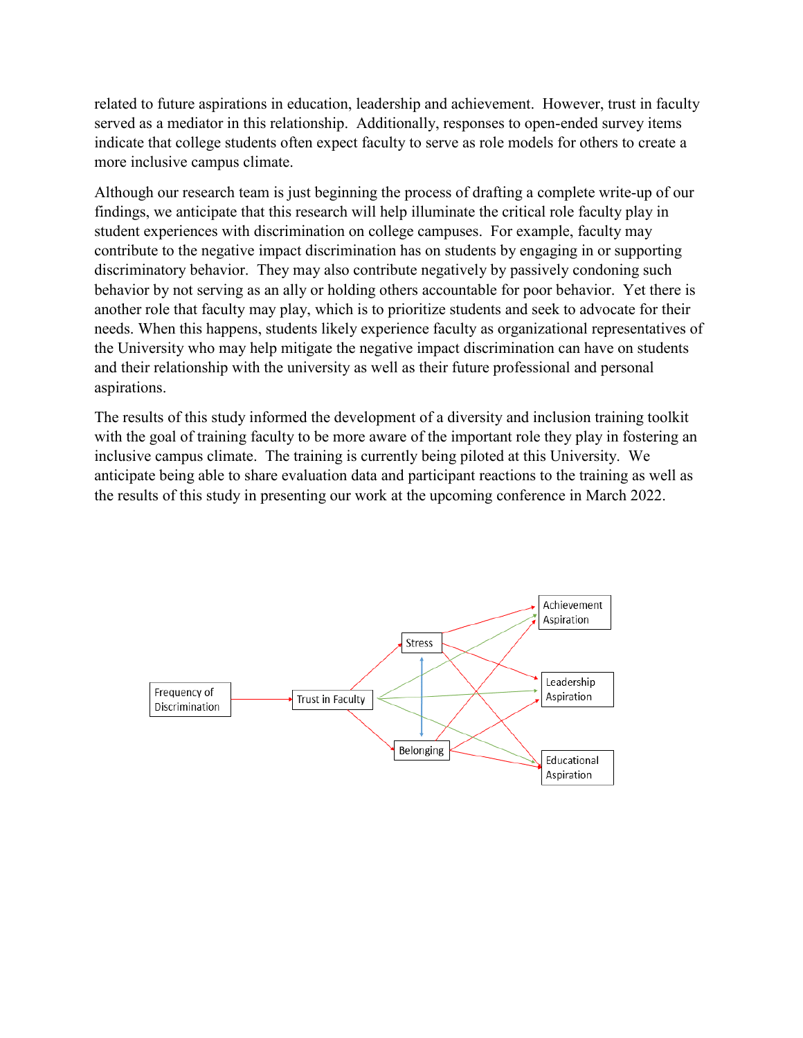related to future aspirations in education, leadership and achievement. However, trust in faculty served as a mediator in this relationship. Additionally, responses to open-ended survey items indicate that college students often expect faculty to serve as role models for others to create a more inclusive campus climate.

Although our research team is just beginning the process of drafting a complete write-up of our findings, we anticipate that this research will help illuminate the critical role faculty play in student experiences with discrimination on college campuses. For example, faculty may contribute to the negative impact discrimination has on students by engaging in or supporting discriminatory behavior. They may also contribute negatively by passively condoning such behavior by not serving as an ally or holding others accountable for poor behavior. Yet there is another role that faculty may play, which is to prioritize students and seek to advocate for their needs. When this happens, students likely experience faculty as organizational representatives of the University who may help mitigate the negative impact discrimination can have on students and their relationship with the university as well as their future professional and personal aspirations.

The results of this study informed the development of a diversity and inclusion training toolkit with the goal of training faculty to be more aware of the important role they play in fostering an inclusive campus climate. The training is currently being piloted at this University. We anticipate being able to share evaluation data and participant reactions to the training as well as the results of this study in presenting our work at the upcoming conference in March 2022.

Frequency of Discrimination

Trust in Faculty

Stress

Belonging

Achievement Aspiration

Leadership Aspiration

Educational Aspiration